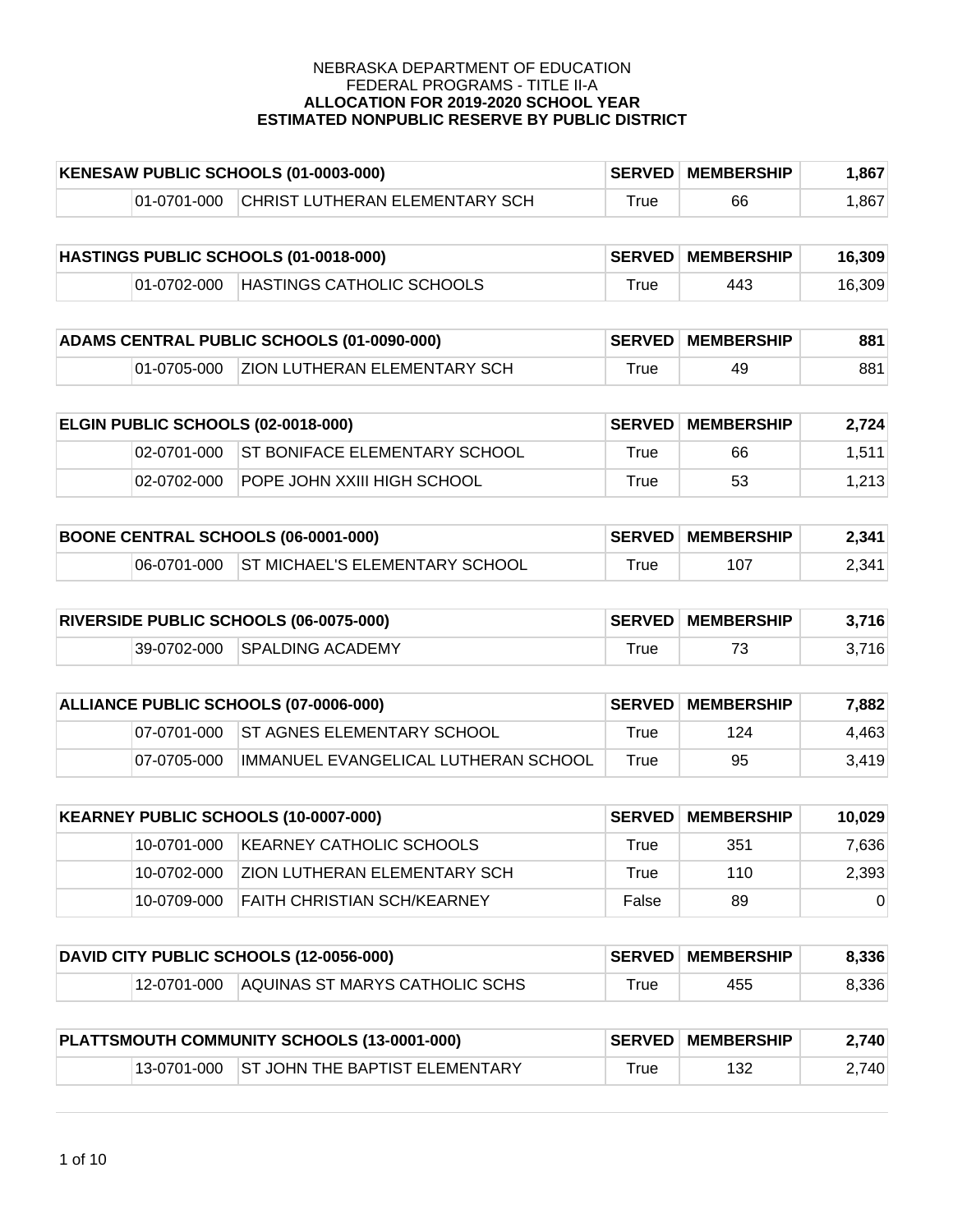NEBRASKA DEPARTMENT OF EDUCATION
FEDERAL PROGRAMS - TITLE II-A
**ALLOCATION FOR 2019-2020 SCHOOL YEAR**
**ESTIMATED NONPUBLIC RESERVE BY PUBLIC DISTRICT**

| KENESAW PUBLIC SCHOOLS (01-0003-000) | | | SERVED | MEMBERSHIP | 1,867 |
|---|---|---|---|---|---|
| | 01-0701-000 | CHRIST LUTHERAN ELEMENTARY SCH | True | 66 | 1,867 |

| HASTINGS PUBLIC SCHOOLS (01-0018-000) | | | SERVED | MEMBERSHIP | 16,309 |
|---|---|---|---|---|---|
| | 01-0702-000 | HASTINGS CATHOLIC SCHOOLS | True | 443 | 16,309 |

| ADAMS CENTRAL PUBLIC SCHOOLS (01-0090-000) | | | SERVED | MEMBERSHIP | 881 |
|---|---|---|---|---|---|
| | 01-0705-000 | ZION LUTHERAN ELEMENTARY SCH | True | 49 | 881 |

| ELGIN PUBLIC SCHOOLS (02-0018-000) | | | SERVED | MEMBERSHIP | 2,724 |
|---|---|---|---|---|---|
| | 02-0701-000 | ST BONIFACE ELEMENTARY SCHOOL | True | 66 | 1,511 |
| | 02-0702-000 | POPE JOHN XXIII HIGH SCHOOL | True | 53 | 1,213 |

| BOONE CENTRAL SCHOOLS (06-0001-000) | | | SERVED | MEMBERSHIP | 2,341 |
|---|---|---|---|---|---|
| | 06-0701-000 | ST MICHAEL'S ELEMENTARY SCHOOL | True | 107 | 2,341 |

| RIVERSIDE PUBLIC SCHOOLS (06-0075-000) | | | SERVED | MEMBERSHIP | 3,716 |
|---|---|---|---|---|---|
| | 39-0702-000 | SPALDING ACADEMY | True | 73 | 3,716 |

| ALLIANCE PUBLIC SCHOOLS (07-0006-000) | | | SERVED | MEMBERSHIP | 7,882 |
|---|---|---|---|---|---|
| | 07-0701-000 | ST AGNES ELEMENTARY SCHOOL | True | 124 | 4,463 |
| | 07-0705-000 | IMMANUEL EVANGELICAL LUTHERAN SCHOOL | True | 95 | 3,419 |

| KEARNEY PUBLIC SCHOOLS (10-0007-000) | | | SERVED | MEMBERSHIP | 10,029 |
|---|---|---|---|---|---|
| | 10-0701-000 | KEARNEY CATHOLIC SCHOOLS | True | 351 | 7,636 |
| | 10-0702-000 | ZION LUTHERAN ELEMENTARY SCH | True | 110 | 2,393 |
| | 10-0709-000 | FAITH CHRISTIAN SCH/KEARNEY | False | 89 | 0 |

| DAVID CITY PUBLIC SCHOOLS (12-0056-000) | | | SERVED | MEMBERSHIP | 8,336 |
|---|---|---|---|---|---|
| | 12-0701-000 | AQUINAS ST MARYS CATHOLIC SCHS | True | 455 | 8,336 |

| PLATTSMOUTH COMMUNITY SCHOOLS (13-0001-000) | | | SERVED | MEMBERSHIP | 2,740 |
|---|---|---|---|---|---|
| | 13-0701-000 | ST JOHN THE BAPTIST ELEMENTARY | True | 132 | 2,740 |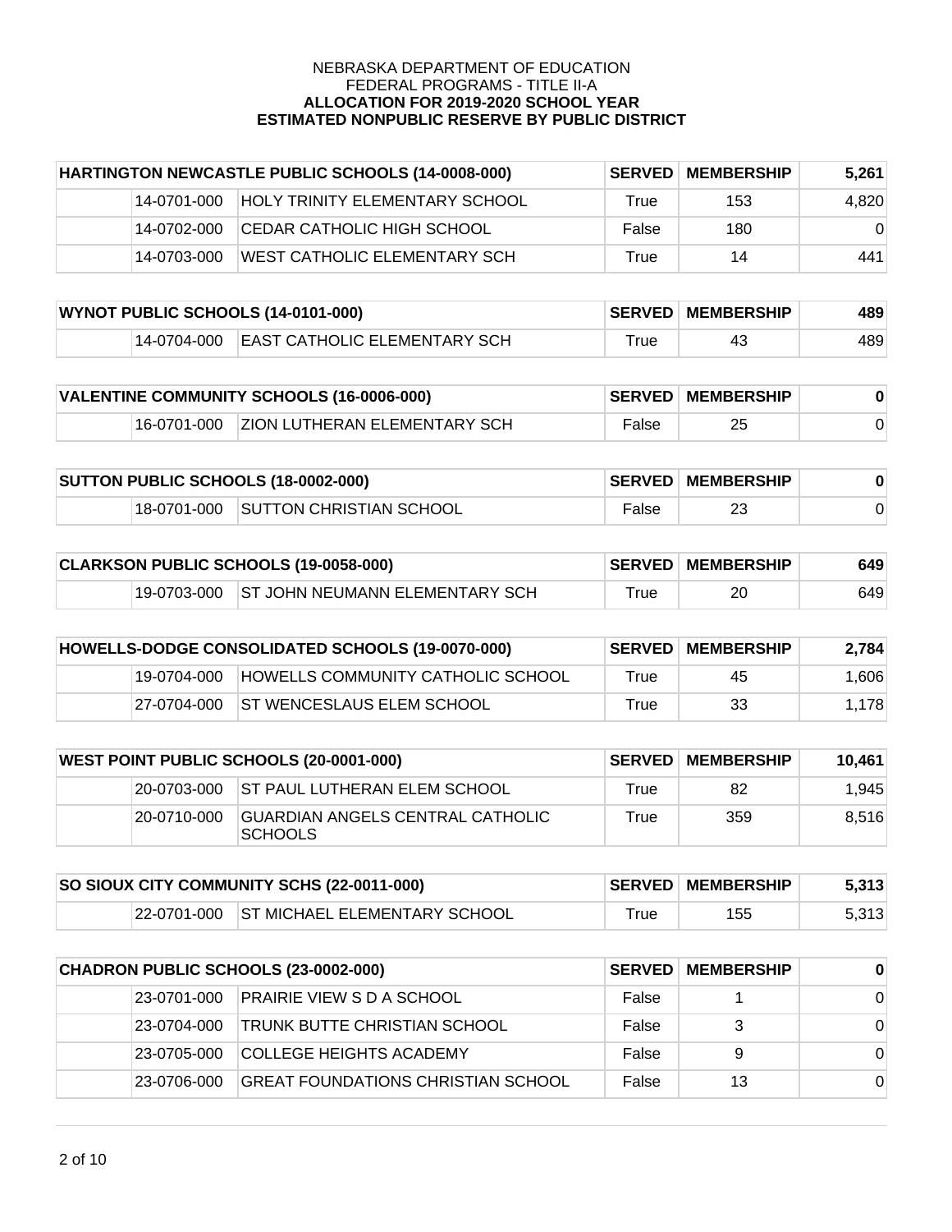NEBRASKA DEPARTMENT OF EDUCATION
FEDERAL PROGRAMS - TITLE II-A
**ALLOCATION FOR 2019-2020 SCHOOL YEAR**
**ESTIMATED NONPUBLIC RESERVE BY PUBLIC DISTRICT**

| HARTINGTON NEWCASTLE PUBLIC SCHOOLS (14-0008-000) | | SERVED | MEMBERSHIP | 5,261 |
|---|---|---|---|---|
| 14-0701-000 | HOLY TRINITY ELEMENTARY SCHOOL | True | 153 | 4,820 |
| 14-0702-000 | CEDAR CATHOLIC HIGH SCHOOL | False | 180 | 0 |
| 14-0703-000 | WEST CATHOLIC ELEMENTARY SCH | True | 14 | 441 |

| WYNOT PUBLIC SCHOOLS (14-0101-000) | | SERVED | MEMBERSHIP | 489 |
|---|---|---|---|---|
| 14-0704-000 | EAST CATHOLIC ELEMENTARY SCH | True | 43 | 489 |

| VALENTINE COMMUNITY SCHOOLS (16-0006-000) | | SERVED | MEMBERSHIP | 0 |
|---|---|---|---|---|
| 16-0701-000 | ZION LUTHERAN ELEMENTARY SCH | False | 25 | 0 |

| SUTTON PUBLIC SCHOOLS (18-0002-000) | | SERVED | MEMBERSHIP | 0 |
|---|---|---|---|---|
| 18-0701-000 | SUTTON CHRISTIAN SCHOOL | False | 23 | 0 |

| CLARKSON PUBLIC SCHOOLS (19-0058-000) | | SERVED | MEMBERSHIP | 649 |
|---|---|---|---|---|
| 19-0703-000 | ST JOHN NEUMANN ELEMENTARY SCH | True | 20 | 649 |

| HOWELLS-DODGE CONSOLIDATED SCHOOLS (19-0070-000) | | SERVED | MEMBERSHIP | 2,784 |
|---|---|---|---|---|
| 19-0704-000 | HOWELLS COMMUNITY CATHOLIC SCHOOL | True | 45 | 1,606 |
| 27-0704-000 | ST WENCESLAUS ELEM SCHOOL | True | 33 | 1,178 |

| WEST POINT PUBLIC SCHOOLS (20-0001-000) | | SERVED | MEMBERSHIP | 10,461 |
|---|---|---|---|---|
| 20-0703-000 | ST PAUL LUTHERAN ELEM SCHOOL | True | 82 | 1,945 |
| 20-0710-000 | GUARDIAN ANGELS CENTRAL CATHOLIC SCHOOLS | True | 359 | 8,516 |

| SO SIOUX CITY COMMUNITY SCHS (22-0011-000) | | SERVED | MEMBERSHIP | 5,313 |
|---|---|---|---|---|
| 22-0701-000 | ST MICHAEL ELEMENTARY SCHOOL | True | 155 | 5,313 |

| CHADRON PUBLIC SCHOOLS (23-0002-000) | | SERVED | MEMBERSHIP | 0 |
|---|---|---|---|---|
| 23-0701-000 | PRAIRIE VIEW S D A SCHOOL | False | 1 | 0 |
| 23-0704-000 | TRUNK BUTTE CHRISTIAN SCHOOL | False | 3 | 0 |
| 23-0705-000 | COLLEGE HEIGHTS ACADEMY | False | 9 | 0 |
| 23-0706-000 | GREAT FOUNDATIONS CHRISTIAN SCHOOL | False | 13 | 0 |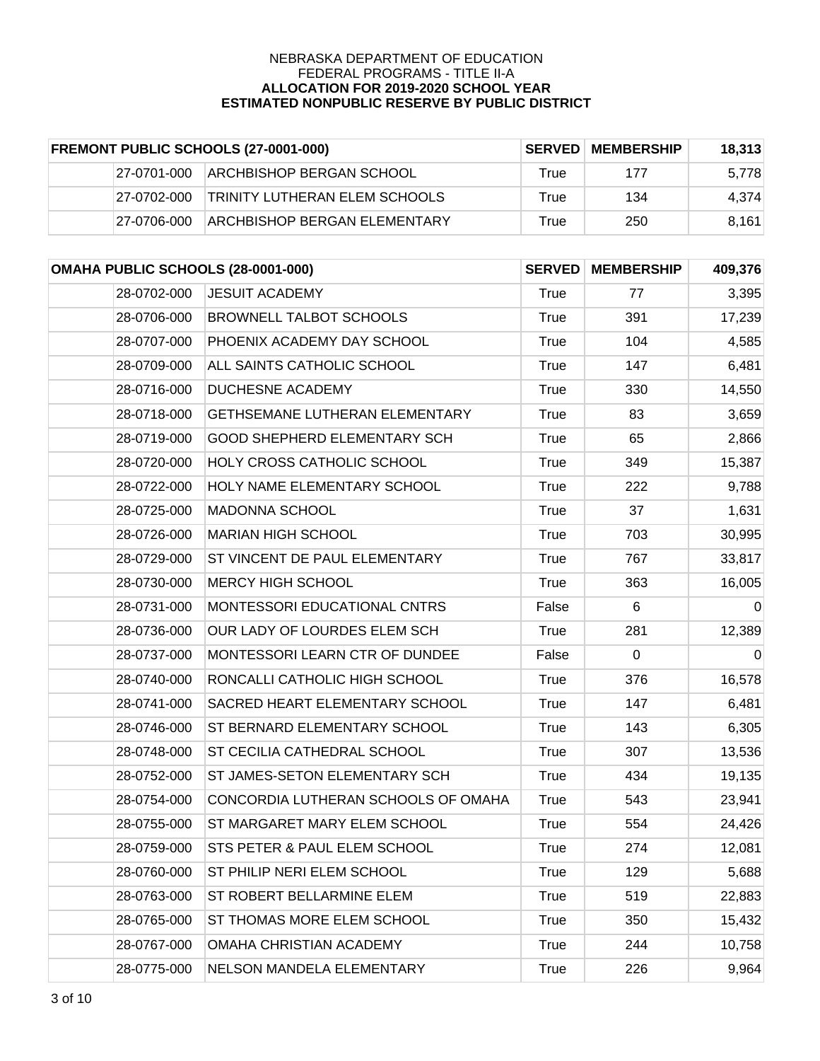NEBRASKA DEPARTMENT OF EDUCATION
FEDERAL PROGRAMS - TITLE II-A
**ALLOCATION FOR 2019-2020 SCHOOL YEAR**
**ESTIMATED NONPUBLIC RESERVE BY PUBLIC DISTRICT**

| **FREMONT PUBLIC SCHOOLS (27-0001-000)** | | **SERVED** | **MEMBERSHIP** | **18,313** |
|---|---|---|---|---|
| 27-0701-000 | ARCHBISHOP BERGAN SCHOOL | True | 177 | 5,778 |
| 27-0702-000 | TRINITY LUTHERAN ELEM SCHOOLS | True | 134 | 4,374 |
| 27-0706-000 | ARCHBISHOP BERGAN ELEMENTARY | True | 250 | 8,161 |

| **OMAHA PUBLIC SCHOOLS (28-0001-000)** | | **SERVED** | **MEMBERSHIP** | **409,376** |
|---|---|---|---|---|
| 28-0702-000 | JESUIT ACADEMY | True | 77 | 3,395 |
| 28-0706-000 | BROWNELL TALBOT SCHOOLS | True | 391 | 17,239 |
| 28-0707-000 | PHOENIX ACADEMY DAY SCHOOL | True | 104 | 4,585 |
| 28-0709-000 | ALL SAINTS CATHOLIC SCHOOL | True | 147 | 6,481 |
| 28-0716-000 | DUCHESNE ACADEMY | True | 330 | 14,550 |
| 28-0718-000 | GETHSEMANE LUTHERAN ELEMENTARY | True | 83 | 3,659 |
| 28-0719-000 | GOOD SHEPHERD ELEMENTARY SCH | True | 65 | 2,866 |
| 28-0720-000 | HOLY CROSS CATHOLIC SCHOOL | True | 349 | 15,387 |
| 28-0722-000 | HOLY NAME ELEMENTARY SCHOOL | True | 222 | 9,788 |
| 28-0725-000 | MADONNA SCHOOL | True | 37 | 1,631 |
| 28-0726-000 | MARIAN HIGH SCHOOL | True | 703 | 30,995 |
| 28-0729-000 | ST VINCENT DE PAUL ELEMENTARY | True | 767 | 33,817 |
| 28-0730-000 | MERCY HIGH SCHOOL | True | 363 | 16,005 |
| 28-0731-000 | MONTESSORI EDUCATIONAL CNTRS | False | 6 | 0 |
| 28-0736-000 | OUR LADY OF LOURDES ELEM SCH | True | 281 | 12,389 |
| 28-0737-000 | MONTESSORI LEARN CTR OF DUNDEE | False | 0 | 0 |
| 28-0740-000 | RONCALLI CATHOLIC HIGH SCHOOL | True | 376 | 16,578 |
| 28-0741-000 | SACRED HEART ELEMENTARY SCHOOL | True | 147 | 6,481 |
| 28-0746-000 | ST BERNARD ELEMENTARY SCHOOL | True | 143 | 6,305 |
| 28-0748-000 | ST CECILIA CATHEDRAL SCHOOL | True | 307 | 13,536 |
| 28-0752-000 | ST JAMES-SETON ELEMENTARY SCH | True | 434 | 19,135 |
| 28-0754-000 | CONCORDIA LUTHERAN SCHOOLS OF OMAHA | True | 543 | 23,941 |
| 28-0755-000 | ST MARGARET MARY ELEM SCHOOL | True | 554 | 24,426 |
| 28-0759-000 | STS PETER & PAUL ELEM SCHOOL | True | 274 | 12,081 |
| 28-0760-000 | ST PHILIP NERI ELEM SCHOOL | True | 129 | 5,688 |
| 28-0763-000 | ST ROBERT BELLARMINE ELEM | True | 519 | 22,883 |
| 28-0765-000 | ST THOMAS MORE ELEM SCHOOL | True | 350 | 15,432 |
| 28-0767-000 | OMAHA CHRISTIAN ACADEMY | True | 244 | 10,758 |
| 28-0775-000 | NELSON MANDELA ELEMENTARY | True | 226 | 9,964 |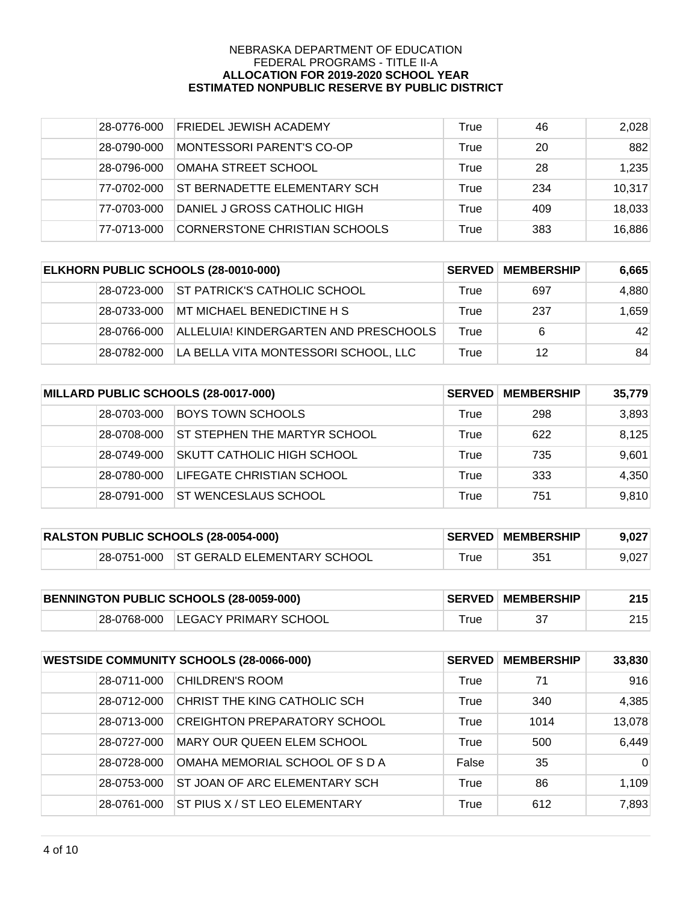NEBRASKA DEPARTMENT OF EDUCATION
FEDERAL PROGRAMS - TITLE II-A
**ALLOCATION FOR 2019-2020 SCHOOL YEAR**
**ESTIMATED NONPUBLIC RESERVE BY PUBLIC DISTRICT**

| | | | | | |
|---|---|---|---|---|---|
| | 28-0776-000 | FRIEDEL JEWISH ACADEMY | True | 46 | 2,028 |
| | 28-0790-000 | MONTESSORI PARENT'S CO-OP | True | 20 | 882 |
| | 28-0796-000 | OMAHA STREET SCHOOL | True | 28 | 1,235 |
| | 77-0702-000 | ST BERNADETTE ELEMENTARY SCH | True | 234 | 10,317 |
| | 77-0703-000 | DANIEL J GROSS CATHOLIC HIGH | True | 409 | 18,033 |
| | 77-0713-000 | CORNERSTONE CHRISTIAN SCHOOLS | True | 383 | 16,886 |

| ELKHORN PUBLIC SCHOOLS (28-0010-000) | | | SERVED | MEMBERSHIP | 6,665 |
|---|---|---|---|---|---|
| | 28-0723-000 | ST PATRICK'S CATHOLIC SCHOOL | True | 697 | 4,880 |
| | 28-0733-000 | MT MICHAEL BENEDICTINE H S | True | 237 | 1,659 |
| | 28-0766-000 | ALLELUIA! KINDERGARTEN AND PRESCHOOLS | True | 6 | 42 |
| | 28-0782-000 | LA BELLA VITA MONTESSORI SCHOOL, LLC | True | 12 | 84 |

| MILLARD PUBLIC SCHOOLS (28-0017-000) | | | SERVED | MEMBERSHIP | 35,779 |
|---|---|---|---|---|---|
| | 28-0703-000 | BOYS TOWN SCHOOLS | True | 298 | 3,893 |
| | 28-0708-000 | ST STEPHEN THE MARTYR SCHOOL | True | 622 | 8,125 |
| | 28-0749-000 | SKUTT CATHOLIC HIGH SCHOOL | True | 735 | 9,601 |
| | 28-0780-000 | LIFEGATE CHRISTIAN SCHOOL | True | 333 | 4,350 |
| | 28-0791-000 | ST WENCESLAUS SCHOOL | True | 751 | 9,810 |

| RALSTON PUBLIC SCHOOLS (28-0054-000) | | | SERVED | MEMBERSHIP | 9,027 |
|---|---|---|---|---|---|
| | 28-0751-000 | ST GERALD ELEMENTARY SCHOOL | True | 351 | 9,027 |

| BENNINGTON PUBLIC SCHOOLS (28-0059-000) | | | SERVED | MEMBERSHIP | 215 |
|---|---|---|---|---|---|
| | 28-0768-000 | LEGACY PRIMARY SCHOOL | True | 37 | 215 |

| WESTSIDE COMMUNITY SCHOOLS (28-0066-000) | | | SERVED | MEMBERSHIP | 33,830 |
|---|---|---|---|---|---|
| | 28-0711-000 | CHILDREN'S ROOM | True | 71 | 916 |
| | 28-0712-000 | CHRIST THE KING CATHOLIC SCH | True | 340 | 4,385 |
| | 28-0713-000 | CREIGHTON PREPARATORY SCHOOL | True | 1014 | 13,078 |
| | 28-0727-000 | MARY OUR QUEEN ELEM SCHOOL | True | 500 | 6,449 |
| | 28-0728-000 | OMAHA MEMORIAL SCHOOL OF S D A | False | 35 | 0 |
| | 28-0753-000 | ST JOAN OF ARC ELEMENTARY SCH | True | 86 | 1,109 |
| | 28-0761-000 | ST PIUS X / ST LEO ELEMENTARY | True | 612 | 7,893 |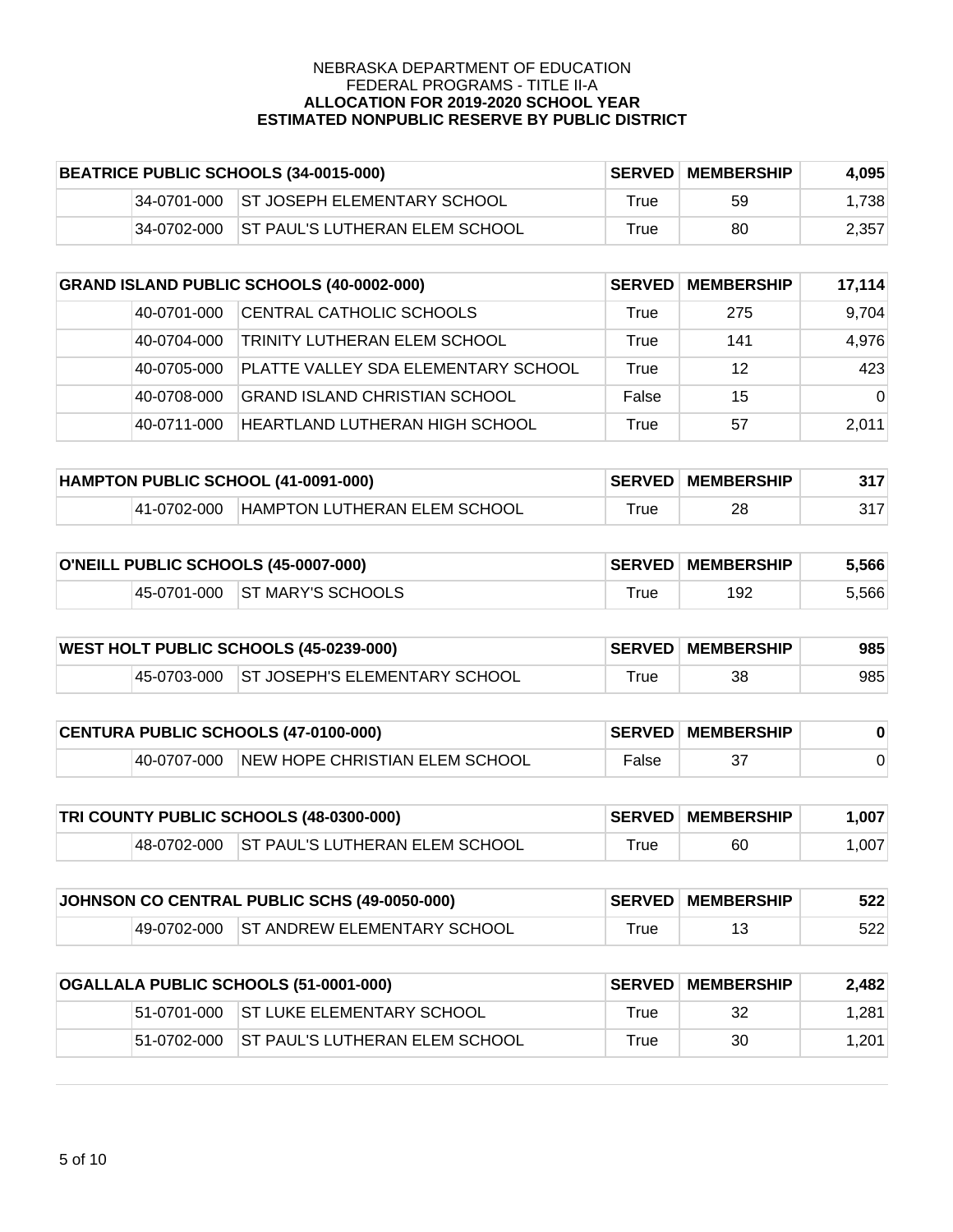NEBRASKA DEPARTMENT OF EDUCATION
FEDERAL PROGRAMS - TITLE II-A
**ALLOCATION FOR 2019-2020 SCHOOL YEAR**
**ESTIMATED NONPUBLIC RESERVE BY PUBLIC DISTRICT**

| **BEATRICE PUBLIC SCHOOLS (34-0015-000)** | | | **SERVED** | **MEMBERSHIP** | **4,095** |
|---|---|---|---|---|---|
| | 34-0701-000 | ST JOSEPH ELEMENTARY SCHOOL | True | 59 | 1,738 |
| | 34-0702-000 | ST PAUL'S LUTHERAN ELEM SCHOOL | True | 80 | 2,357 |

| **GRAND ISLAND PUBLIC SCHOOLS (40-0002-000)** | | | **SERVED** | **MEMBERSHIP** | **17,114** |
|---|---|---|---|---|---|
| | 40-0701-000 | CENTRAL CATHOLIC SCHOOLS | True | 275 | 9,704 |
| | 40-0704-000 | TRINITY LUTHERAN ELEM SCHOOL | True | 141 | 4,976 |
| | 40-0705-000 | PLATTE VALLEY SDA ELEMENTARY SCHOOL | True | 12 | 423 |
| | 40-0708-000 | GRAND ISLAND CHRISTIAN SCHOOL | False | 15 | 0 |
| | 40-0711-000 | HEARTLAND LUTHERAN HIGH SCHOOL | True | 57 | 2,011 |

| **HAMPTON PUBLIC SCHOOL (41-0091-000)** | | | **SERVED** | **MEMBERSHIP** | **317** |
|---|---|---|---|---|---|
| | 41-0702-000 | HAMPTON LUTHERAN ELEM SCHOOL | True | 28 | 317 |

| **O'NEILL PUBLIC SCHOOLS (45-0007-000)** | | | **SERVED** | **MEMBERSHIP** | **5,566** |
|---|---|---|---|---|---|
| | 45-0701-000 | ST MARY'S SCHOOLS | True | 192 | 5,566 |

| **WEST HOLT PUBLIC SCHOOLS (45-0239-000)** | | | **SERVED** | **MEMBERSHIP** | **985** |
|---|---|---|---|---|---|
| | 45-0703-000 | ST JOSEPH'S ELEMENTARY SCHOOL | True | 38 | 985 |

| **CENTURA PUBLIC SCHOOLS (47-0100-000)** | | | **SERVED** | **MEMBERSHIP** | **0** |
|---|---|---|---|---|---|
| | 40-0707-000 | NEW HOPE CHRISTIAN ELEM SCHOOL | False | 37 | 0 |

| **TRI COUNTY PUBLIC SCHOOLS (48-0300-000)** | | | **SERVED** | **MEMBERSHIP** | **1,007** |
|---|---|---|---|---|---|
| | 48-0702-000 | ST PAUL'S LUTHERAN ELEM SCHOOL | True | 60 | 1,007 |

| **JOHNSON CO CENTRAL PUBLIC SCHS (49-0050-000)** | | | **SERVED** | **MEMBERSHIP** | **522** |
|---|---|---|---|---|---|
| | 49-0702-000 | ST ANDREW ELEMENTARY SCHOOL | True | 13 | 522 |

| **OGALLALA PUBLIC SCHOOLS (51-0001-000)** | | | **SERVED** | **MEMBERSHIP** | **2,482** |
|---|---|---|---|---|---|
| | 51-0701-000 | ST LUKE ELEMENTARY SCHOOL | True | 32 | 1,281 |
| | 51-0702-000 | ST PAUL'S LUTHERAN ELEM SCHOOL | True | 30 | 1,201 |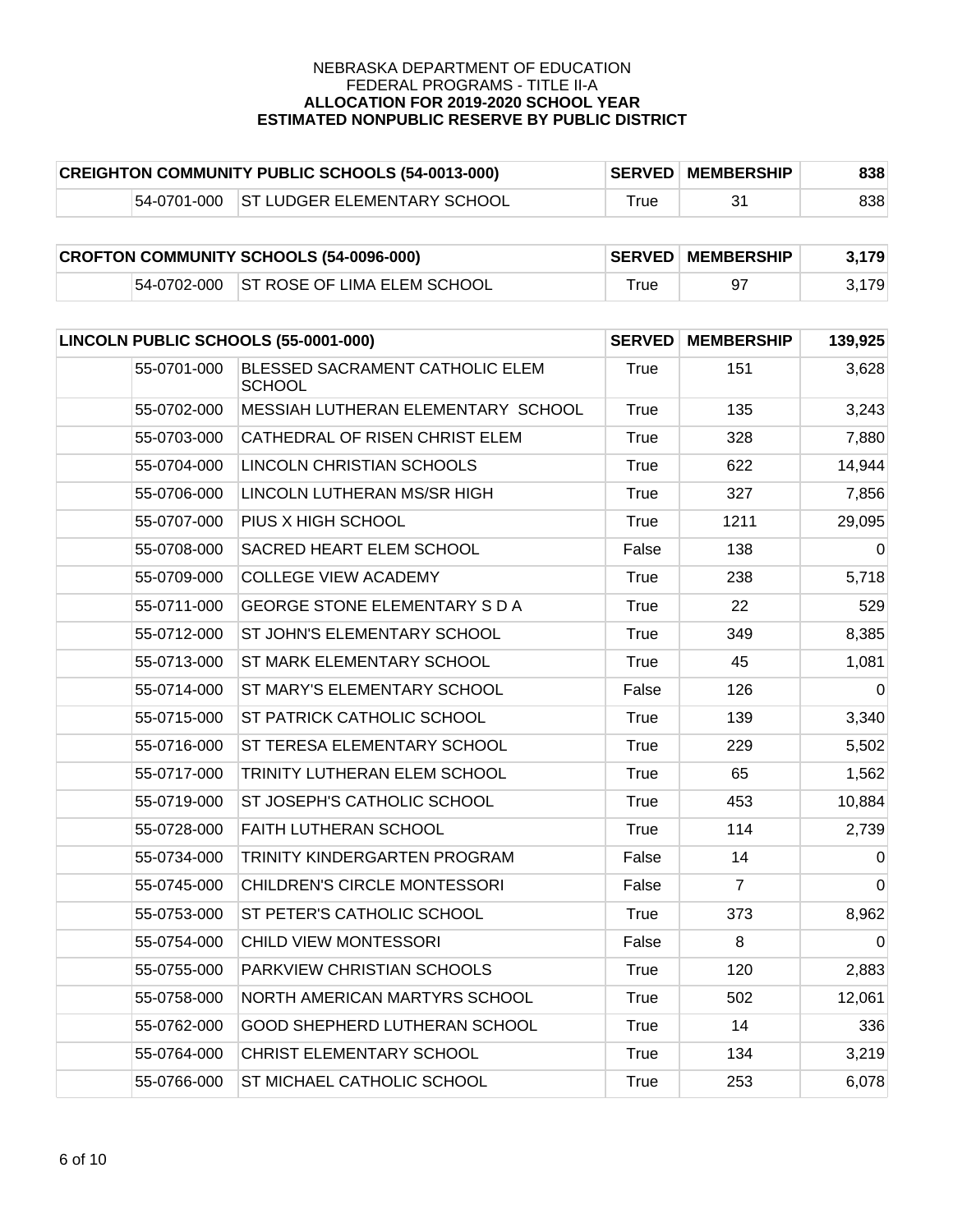NEBRASKA DEPARTMENT OF EDUCATION
FEDERAL PROGRAMS - TITLE II-A
**ALLOCATION FOR 2019-2020 SCHOOL YEAR**
**ESTIMATED NONPUBLIC RESERVE BY PUBLIC DISTRICT**

| **CREIGHTON COMMUNITY PUBLIC SCHOOLS (54-0013-000)** | | | **SERVED** | **MEMBERSHIP** | **838** |
|---|---|---|---|---|---|
| | 54-0701-000 | ST LUDGER ELEMENTARY SCHOOL | True | 31 | 838 |

| **CROFTON COMMUNITY SCHOOLS (54-0096-000)** | | | **SERVED** | **MEMBERSHIP** | **3,179** |
|---|---|---|---|---|---|
| | 54-0702-000 | ST ROSE OF LIMA ELEM SCHOOL | True | 97 | 3,179 |

| **LINCOLN PUBLIC SCHOOLS (55-0001-000)** | | | **SERVED** | **MEMBERSHIP** | **139,925** |
|---|---|---|---|---|---|
| | 55-0701-000 | BLESSED SACRAMENT CATHOLIC ELEM SCHOOL | True | 151 | 3,628 |
| | 55-0702-000 | MESSIAH LUTHERAN ELEMENTARY SCHOOL | True | 135 | 3,243 |
| | 55-0703-000 | CATHEDRAL OF RISEN CHRIST ELEM | True | 328 | 7,880 |
| | 55-0704-000 | LINCOLN CHRISTIAN SCHOOLS | True | 622 | 14,944 |
| | 55-0706-000 | LINCOLN LUTHERAN MS/SR HIGH | True | 327 | 7,856 |
| | 55-0707-000 | PIUS X HIGH SCHOOL | True | 1211 | 29,095 |
| | 55-0708-000 | SACRED HEART ELEM SCHOOL | False | 138 | 0 |
| | 55-0709-000 | COLLEGE VIEW ACADEMY | True | 238 | 5,718 |
| | 55-0711-000 | GEORGE STONE ELEMENTARY S D A | True | 22 | 529 |
| | 55-0712-000 | ST JOHN'S ELEMENTARY SCHOOL | True | 349 | 8,385 |
| | 55-0713-000 | ST MARK ELEMENTARY SCHOOL | True | 45 | 1,081 |
| | 55-0714-000 | ST MARY'S ELEMENTARY SCHOOL | False | 126 | 0 |
| | 55-0715-000 | ST PATRICK CATHOLIC SCHOOL | True | 139 | 3,340 |
| | 55-0716-000 | ST TERESA ELEMENTARY SCHOOL | True | 229 | 5,502 |
| | 55-0717-000 | TRINITY LUTHERAN ELEM SCHOOL | True | 65 | 1,562 |
| | 55-0719-000 | ST JOSEPH'S CATHOLIC SCHOOL | True | 453 | 10,884 |
| | 55-0728-000 | FAITH LUTHERAN SCHOOL | True | 114 | 2,739 |
| | 55-0734-000 | TRINITY KINDERGARTEN PROGRAM | False | 14 | 0 |
| | 55-0745-000 | CHILDREN'S CIRCLE MONTESSORI | False | 7 | 0 |
| | 55-0753-000 | ST PETER'S CATHOLIC SCHOOL | True | 373 | 8,962 |
| | 55-0754-000 | CHILD VIEW MONTESSORI | False | 8 | 0 |
| | 55-0755-000 | PARKVIEW CHRISTIAN SCHOOLS | True | 120 | 2,883 |
| | 55-0758-000 | NORTH AMERICAN MARTYRS SCHOOL | True | 502 | 12,061 |
| | 55-0762-000 | GOOD SHEPHERD LUTHERAN SCHOOL | True | 14 | 336 |
| | 55-0764-000 | CHRIST ELEMENTARY SCHOOL | True | 134 | 3,219 |
| | 55-0766-000 | ST MICHAEL CATHOLIC SCHOOL | True | 253 | 6,078 |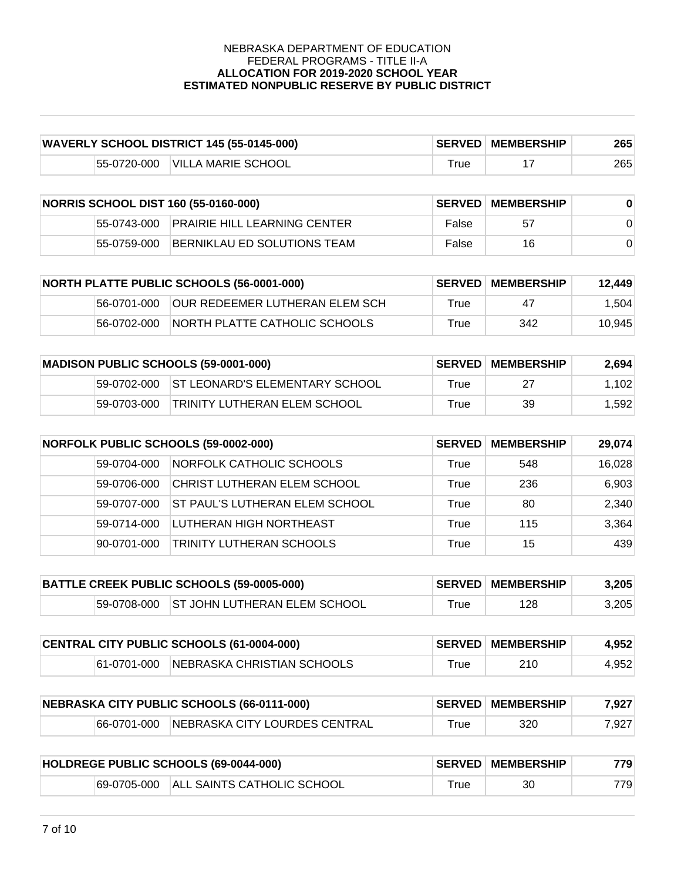NEBRASKA DEPARTMENT OF EDUCATION
FEDERAL PROGRAMS - TITLE II-A
**ALLOCATION FOR 2019-2020 SCHOOL YEAR**
**ESTIMATED NONPUBLIC RESERVE BY PUBLIC DISTRICT**

| **WAVERLY SCHOOL DISTRICT 145 (55-0145-000)** | | **SERVED** | **MEMBERSHIP** | **265** |
|---|---|---|---|---|
| 55-0720-000 | VILLA MARIE SCHOOL | True | 17 | 265 |

| **NORRIS SCHOOL DIST 160 (55-0160-000)** | | **SERVED** | **MEMBERSHIP** | **0** |
|---|---|---|---|---|
| 55-0743-000 | PRAIRIE HILL LEARNING CENTER | False | 57 | 0 |
| 55-0759-000 | BERNIKLAU ED SOLUTIONS TEAM | False | 16 | 0 |

| **NORTH PLATTE PUBLIC SCHOOLS (56-0001-000)** | | **SERVED** | **MEMBERSHIP** | **12,449** |
|---|---|---|---|---|
| 56-0701-000 | OUR REDEEMER LUTHERAN ELEM SCH | True | 47 | 1,504 |
| 56-0702-000 | NORTH PLATTE CATHOLIC SCHOOLS | True | 342 | 10,945 |

| **MADISON PUBLIC SCHOOLS (59-0001-000)** | | **SERVED** | **MEMBERSHIP** | **2,694** |
|---|---|---|---|---|
| 59-0702-000 | ST LEONARD'S ELEMENTARY SCHOOL | True | 27 | 1,102 |
| 59-0703-000 | TRINITY LUTHERAN ELEM SCHOOL | True | 39 | 1,592 |

| **NORFOLK PUBLIC SCHOOLS (59-0002-000)** | | **SERVED** | **MEMBERSHIP** | **29,074** |
|---|---|---|---|---|
| 59-0704-000 | NORFOLK CATHOLIC SCHOOLS | True | 548 | 16,028 |
| 59-0706-000 | CHRIST LUTHERAN ELEM SCHOOL | True | 236 | 6,903 |
| 59-0707-000 | ST PAUL'S LUTHERAN ELEM SCHOOL | True | 80 | 2,340 |
| 59-0714-000 | LUTHERAN HIGH NORTHEAST | True | 115 | 3,364 |
| 90-0701-000 | TRINITY LUTHERAN SCHOOLS | True | 15 | 439 |

| **BATTLE CREEK PUBLIC SCHOOLS (59-0005-000)** | | **SERVED** | **MEMBERSHIP** | **3,205** |
|---|---|---|---|---|
| 59-0708-000 | ST JOHN LUTHERAN ELEM SCHOOL | True | 128 | 3,205 |

| **CENTRAL CITY PUBLIC SCHOOLS (61-0004-000)** | | **SERVED** | **MEMBERSHIP** | **4,952** |
|---|---|---|---|---|
| 61-0701-000 | NEBRASKA CHRISTIAN SCHOOLS | True | 210 | 4,952 |

| **NEBRASKA CITY PUBLIC SCHOOLS (66-0111-000)** | | **SERVED** | **MEMBERSHIP** | **7,927** |
|---|---|---|---|---|
| 66-0701-000 | NEBRASKA CITY LOURDES CENTRAL | True | 320 | 7,927 |

| **HOLDREGE PUBLIC SCHOOLS (69-0044-000)** | | **SERVED** | **MEMBERSHIP** | **779** |
|---|---|---|---|---|
| 69-0705-000 | ALL SAINTS CATHOLIC SCHOOL | True | 30 | 779 |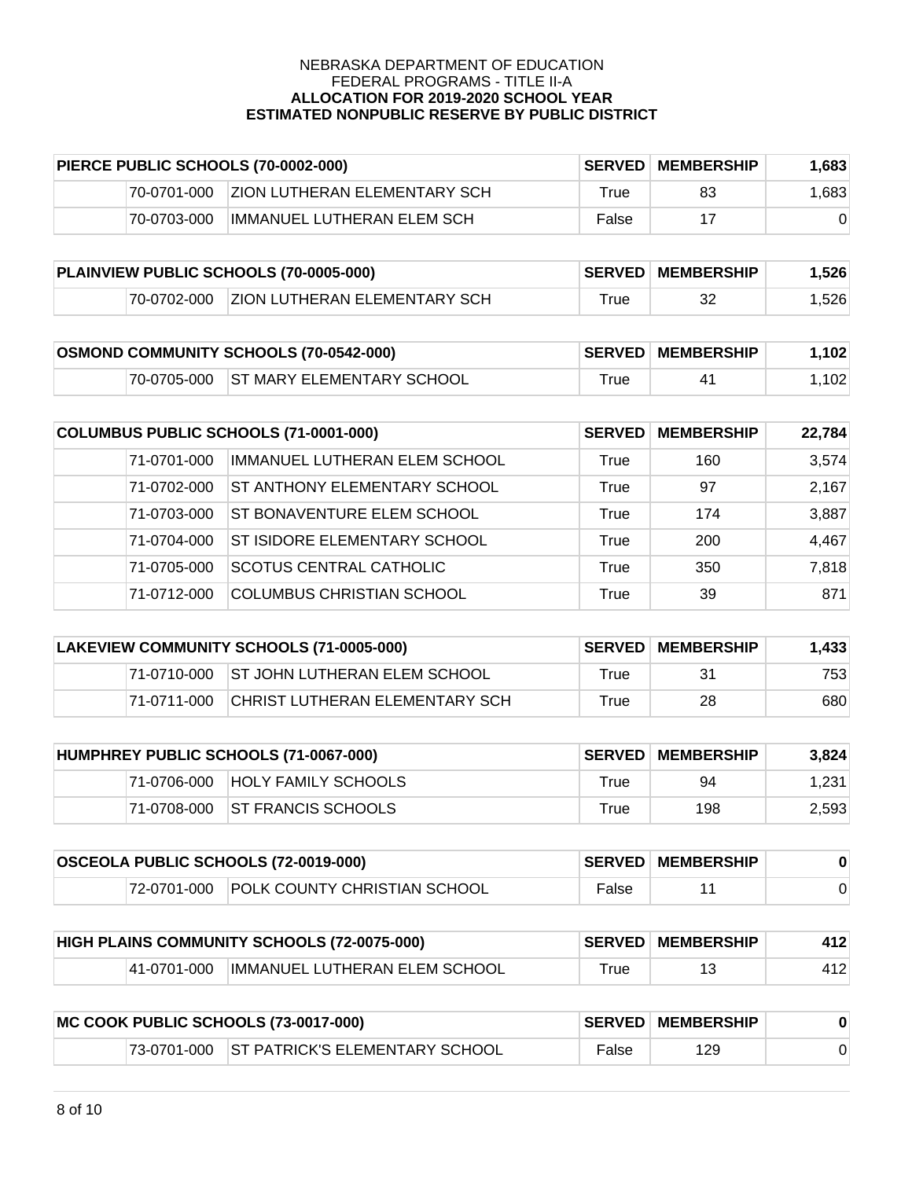NEBRASKA DEPARTMENT OF EDUCATION
FEDERAL PROGRAMS - TITLE II-A
**ALLOCATION FOR 2019-2020 SCHOOL YEAR**
**ESTIMATED NONPUBLIC RESERVE BY PUBLIC DISTRICT**

| **PIERCE PUBLIC SCHOOLS (70-0002-000)** | | | **SERVED** | **MEMBERSHIP** | **1,683** |
|---|---|---|---|---|---|
| | 70-0701-000 | ZION LUTHERAN ELEMENTARY SCH | True | 83 | 1,683 |
| | 70-0703-000 | IMMANUEL LUTHERAN ELEM SCH | False | 17 | 0 |

| **PLAINVIEW PUBLIC SCHOOLS (70-0005-000)** | | | **SERVED** | **MEMBERSHIP** | **1,526** |
|---|---|---|---|---|---|
| | 70-0702-000 | ZION LUTHERAN ELEMENTARY SCH | True | 32 | 1,526 |

| **OSMOND COMMUNITY SCHOOLS (70-0542-000)** | | | **SERVED** | **MEMBERSHIP** | **1,102** |
|---|---|---|---|---|---|
| | 70-0705-000 | ST MARY ELEMENTARY SCHOOL | True | 41 | 1,102 |

| **COLUMBUS PUBLIC SCHOOLS (71-0001-000)** | | | **SERVED** | **MEMBERSHIP** | **22,784** |
|---|---|---|---|---|---|
| | 71-0701-000 | IMMANUEL LUTHERAN ELEM SCHOOL | True | 160 | 3,574 |
| | 71-0702-000 | ST ANTHONY ELEMENTARY SCHOOL | True | 97 | 2,167 |
| | 71-0703-000 | ST BONAVENTURE ELEM SCHOOL | True | 174 | 3,887 |
| | 71-0704-000 | ST ISIDORE ELEMENTARY SCHOOL | True | 200 | 4,467 |
| | 71-0705-000 | SCOTUS CENTRAL CATHOLIC | True | 350 | 7,818 |
| | 71-0712-000 | COLUMBUS CHRISTIAN SCHOOL | True | 39 | 871 |

| **LAKEVIEW COMMUNITY SCHOOLS (71-0005-000)** | | | **SERVED** | **MEMBERSHIP** | **1,433** |
|---|---|---|---|---|---|
| | 71-0710-000 | ST JOHN LUTHERAN ELEM SCHOOL | True | 31 | 753 |
| | 71-0711-000 | CHRIST LUTHERAN ELEMENTARY SCH | True | 28 | 680 |

| **HUMPHREY PUBLIC SCHOOLS (71-0067-000)** | | | **SERVED** | **MEMBERSHIP** | **3,824** |
|---|---|---|---|---|---|
| | 71-0706-000 | HOLY FAMILY SCHOOLS | True | 94 | 1,231 |
| | 71-0708-000 | ST FRANCIS SCHOOLS | True | 198 | 2,593 |

| **OSCEOLA PUBLIC SCHOOLS (72-0019-000)** | | | **SERVED** | **MEMBERSHIP** | **0** |
|---|---|---|---|---|---|
| | 72-0701-000 | POLK COUNTY CHRISTIAN SCHOOL | False | 11 | 0 |

| **HIGH PLAINS COMMUNITY SCHOOLS (72-0075-000)** | | | **SERVED** | **MEMBERSHIP** | **412** |
|---|---|---|---|---|---|
| | 41-0701-000 | IMMANUEL LUTHERAN ELEM SCHOOL | True | 13 | 412 |

| **MC COOK PUBLIC SCHOOLS (73-0017-000)** | | | **SERVED** | **MEMBERSHIP** | **0** |
|---|---|---|---|---|---|
| | 73-0701-000 | ST PATRICK'S ELEMENTARY SCHOOL | False | 129 | 0 |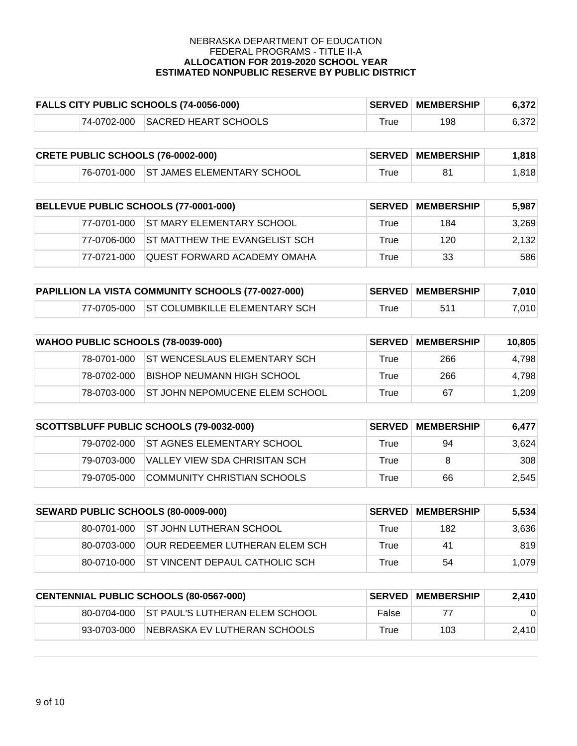NEBRASKA DEPARTMENT OF EDUCATION
FEDERAL PROGRAMS - TITLE II-A
**ALLOCATION FOR 2019-2020 SCHOOL YEAR**
**ESTIMATED NONPUBLIC RESERVE BY PUBLIC DISTRICT**

| **FALLS CITY PUBLIC SCHOOLS (74-0056-000)** | | | **SERVED** | **MEMBERSHIP** | **6,372** |
|---|---|---|---|---|---|
| | 74-0702-000 | SACRED HEART SCHOOLS | True | 198 | 6,372 |

| **CRETE PUBLIC SCHOOLS (76-0002-000)** | | | **SERVED** | **MEMBERSHIP** | **1,818** |
|---|---|---|---|---|---|
| | 76-0701-000 | ST JAMES ELEMENTARY SCHOOL | True | 81 | 1,818 |

| **BELLEVUE PUBLIC SCHOOLS (77-0001-000)** | | | **SERVED** | **MEMBERSHIP** | **5,987** |
|---|---|---|---|---|---|
| | 77-0701-000 | ST MARY ELEMENTARY SCHOOL | True | 184 | 3,269 |
| | 77-0706-000 | ST MATTHEW THE EVANGELIST SCH | True | 120 | 2,132 |
| | 77-0721-000 | QUEST FORWARD ACADEMY OMAHA | True | 33 | 586 |

| **PAPILLION LA VISTA COMMUNITY SCHOOLS (77-0027-000)** | | | **SERVED** | **MEMBERSHIP** | **7,010** |
|---|---|---|---|---|---|
| | 77-0705-000 | ST COLUMBKILLE ELEMENTARY SCH | True | 511 | 7,010 |

| **WAHOO PUBLIC SCHOOLS (78-0039-000)** | | | **SERVED** | **MEMBERSHIP** | **10,805** |
|---|---|---|---|---|---|
| | 78-0701-000 | ST WENCESLAUS ELEMENTARY SCH | True | 266 | 4,798 |
| | 78-0702-000 | BISHOP NEUMANN HIGH SCHOOL | True | 266 | 4,798 |
| | 78-0703-000 | ST JOHN NEPOMUCENE ELEM SCHOOL | True | 67 | 1,209 |

| **SCOTTSBLUFF PUBLIC SCHOOLS (79-0032-000)** | | | **SERVED** | **MEMBERSHIP** | **6,477** |
|---|---|---|---|---|---|
| | 79-0702-000 | ST AGNES ELEMENTARY SCHOOL | True | 94 | 3,624 |
| | 79-0703-000 | VALLEY VIEW SDA CHRISITAN SCH | True | 8 | 308 |
| | 79-0705-000 | COMMUNITY CHRISTIAN SCHOOLS | True | 66 | 2,545 |

| **SEWARD PUBLIC SCHOOLS (80-0009-000)** | | | **SERVED** | **MEMBERSHIP** | **5,534** |
|---|---|---|---|---|---|
| | 80-0701-000 | ST JOHN LUTHERAN SCHOOL | True | 182 | 3,636 |
| | 80-0703-000 | OUR REDEEMER LUTHERAN ELEM SCH | True | 41 | 819 |
| | 80-0710-000 | ST VINCENT DEPAUL CATHOLIC SCH | True | 54 | 1,079 |

| **CENTENNIAL PUBLIC SCHOOLS (80-0567-000)** | | | **SERVED** | **MEMBERSHIP** | **2,410** |
|---|---|---|---|---|---|
| | 80-0704-000 | ST PAUL'S LUTHERAN ELEM SCHOOL | False | 77 | 0 |
| | 93-0703-000 | NEBRASKA EV LUTHERAN SCHOOLS | True | 103 | 2,410 |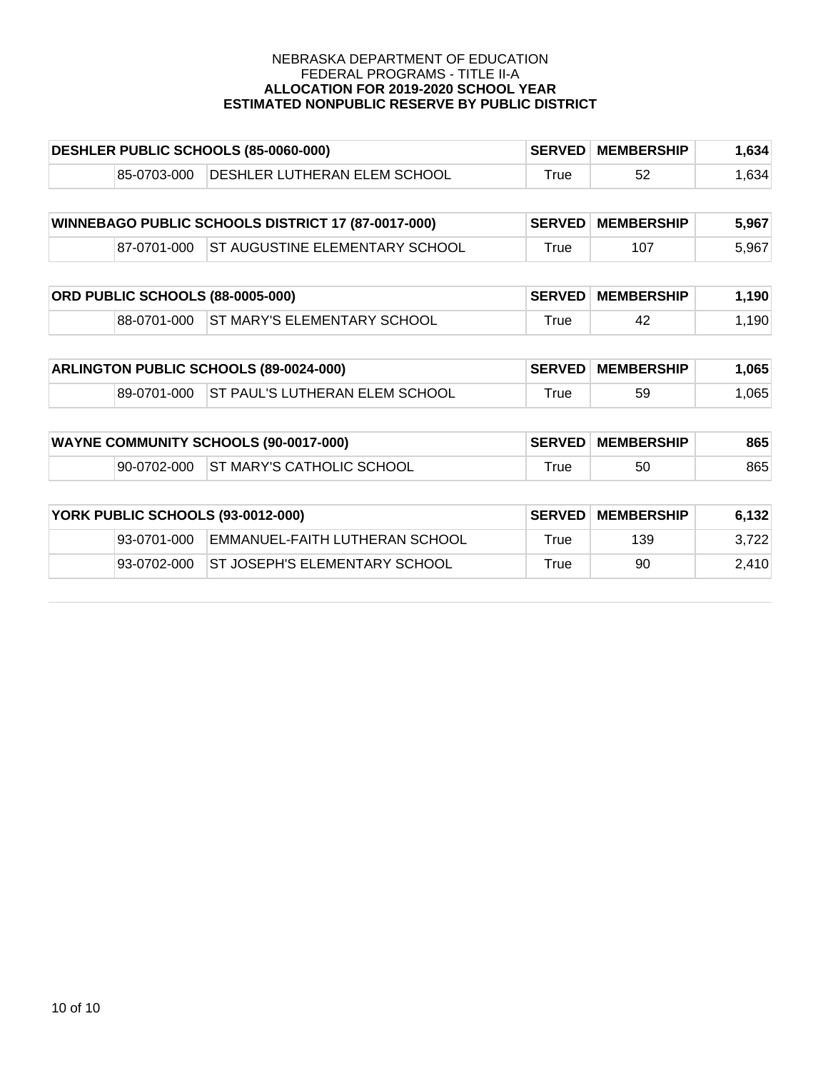NEBRASKA DEPARTMENT OF EDUCATION
FEDERAL PROGRAMS - TITLE II-A
**ALLOCATION FOR 2019-2020 SCHOOL YEAR**
**ESTIMATED NONPUBLIC RESERVE BY PUBLIC DISTRICT**

| **DESHLER PUBLIC SCHOOLS (85-0060-000)** | | | **SERVED** | **MEMBERSHIP** | **1,634** |
|---|---|---|---|---|---|
| | 85-0703-000 | DESHLER LUTHERAN ELEM SCHOOL | True | 52 | 1,634 |

| **WINNEBAGO PUBLIC SCHOOLS DISTRICT 17 (87-0017-000)** | | | **SERVED** | **MEMBERSHIP** | **5,967** |
|---|---|---|---|---|---|
| | 87-0701-000 | ST AUGUSTINE ELEMENTARY SCHOOL | True | 107 | 5,967 |

| **ORD PUBLIC SCHOOLS (88-0005-000)** | | | **SERVED** | **MEMBERSHIP** | **1,190** |
|---|---|---|---|---|---|
| | 88-0701-000 | ST MARY'S ELEMENTARY SCHOOL | True | 42 | 1,190 |

| **ARLINGTON PUBLIC SCHOOLS (89-0024-000)** | | | **SERVED** | **MEMBERSHIP** | **1,065** |
|---|---|---|---|---|---|
| | 89-0701-000 | ST PAUL'S LUTHERAN ELEM SCHOOL | True | 59 | 1,065 |

| **WAYNE COMMUNITY SCHOOLS (90-0017-000)** | | | **SERVED** | **MEMBERSHIP** | **865** |
|---|---|---|---|---|---|
| | 90-0702-000 | ST MARY'S CATHOLIC SCHOOL | True | 50 | 865 |

| **YORK PUBLIC SCHOOLS (93-0012-000)** | | | **SERVED** | **MEMBERSHIP** | **6,132** |
|---|---|---|---|---|---|
| | 93-0701-000 | EMMANUEL-FAITH LUTHERAN SCHOOL | True | 139 | 3,722 |
| | 93-0702-000 | ST JOSEPH'S ELEMENTARY SCHOOL | True | 90 | 2,410 |